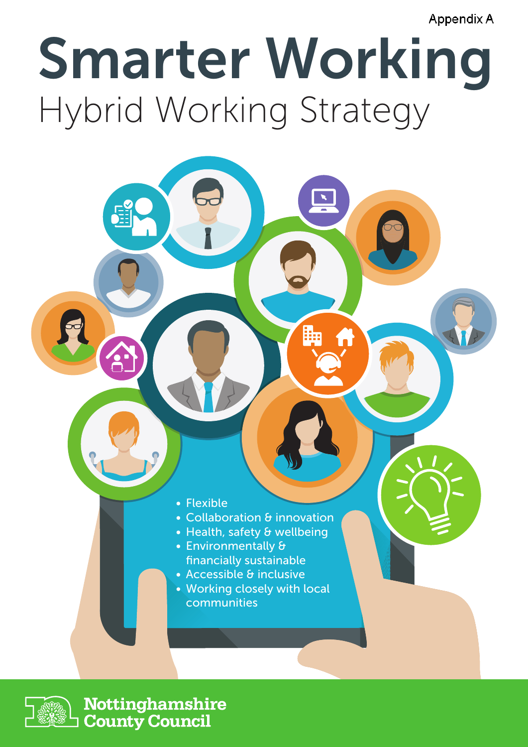Appendix A

# Smarter Working

## Hybrid Working Strategy

- Flexible
- Collaboration & innovation
- Health, safety & wellbeing
- Environmentally & financially sustainable
- Accessible & inclusive
- Working closely with local communities

Nottinghamshire County Council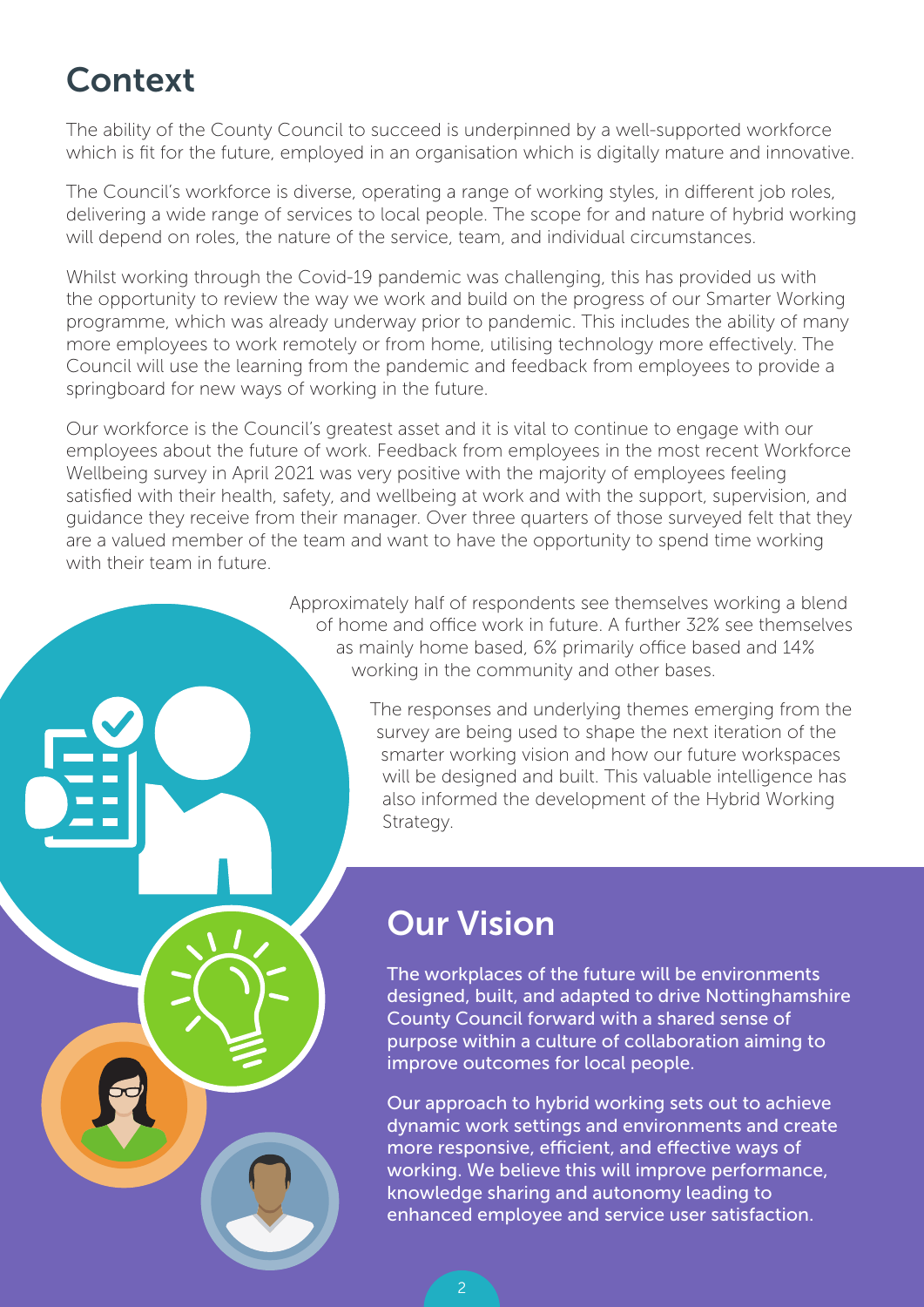# Context

The ability of the County Council to succeed is underpinned by a well-supported workforce which is fit for the future, employed in an organisation which is digitally mature and innovative.

The Council's workforce is diverse, operating a range of working styles, in different job roles, delivering a wide range of services to local people. The scope for and nature of hybrid working will depend on roles, the nature of the service, team, and individual circumstances.

Whilst working through the Covid-19 pandemic was challenging, this has provided us with the opportunity to review the way we work and build on the progress of our Smarter Working programme, which was already underway prior to pandemic. This includes the ability of many more employees to work remotely or from home, utilising technology more effectively. The Council will use the learning from the pandemic and feedback from employees to provide a springboard for new ways of working in the future.

Our workforce is the Council's greatest asset and it is vital to continue to engage with our employees about the future of work. Feedback from employees in the most recent Workforce Wellbeing survey in April 2021 was very positive with the majority of employees feeling satisfied with their health, safety, and wellbeing at work and with the support, supervision, and guidance they receive from their manager. Over three quarters of those surveyed felt that they are a valued member of the team and want to have the opportunity to spend time working with their team in future.

Approximately half of respondents see themselves working a blend of home and office work in future. A further 32% see themselves as mainly home based, 6% primarily office based and 14% working in the community and other bases.

The responses and underlying themes emerging from the survey are being used to shape the next iteration of the smarter working vision and how our future workspaces will be designed and built. This valuable intelligence has also informed the development of the Hybrid Working Strategy.

# Our Vision

The workplaces of the future will be environments designed, built, and adapted to drive Nottinghamshire County Council forward with a shared sense of purpose within a culture of collaboration aiming to improve outcomes for local people.

Our approach to hybrid working sets out to achieve dynamic work settings and environments and create more responsive, efficient, and effective ways of working. We believe this will improve performance, knowledge sharing and autonomy leading to enhanced employee and service user satisfaction.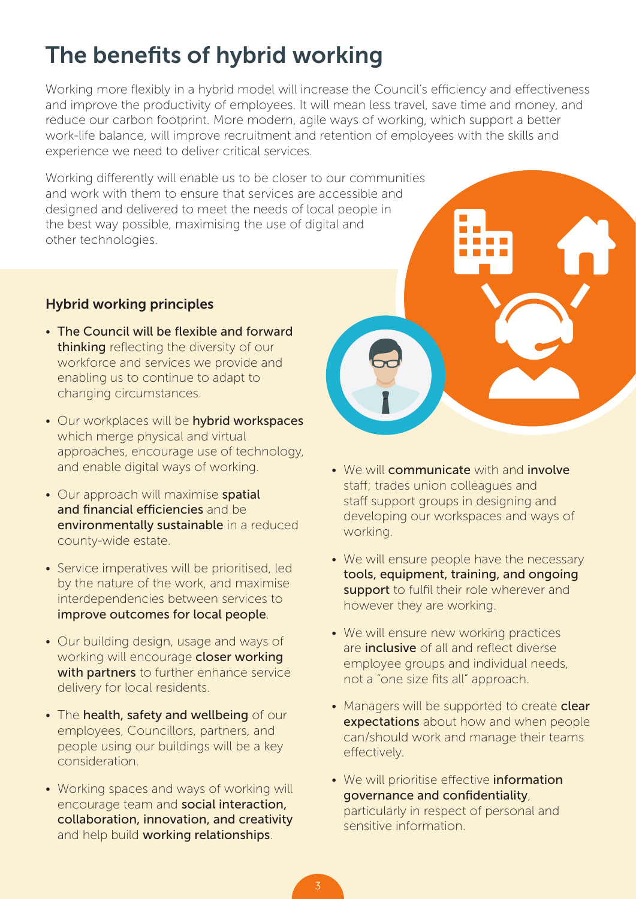# The benefits of hybrid working

Working more flexibly in a hybrid model will increase the Council's efficiency and effectiveness and improve the productivity of employees. It will mean less travel, save time and money, and reduce our carbon footprint. More modern, agile ways of working, which support a better work-life balance, will improve recruitment and retention of employees with the skills and experience we need to deliver critical services.

Working differently will enable us to be closer to our communities and work with them to ensure that services are accessible and designed and delivered to meet the needs of local people in the best way possible, maximising the use of digital and other technologies.

### Hybrid working principles

- **The Council will be flexible and forward thinking** reflecting the diversity of our workforce and services we provide and enabling us to continue to adapt to changing circumstances.
- Our workplaces will be **hybrid workspaces** which merge physical and virtual approaches, encourage use of technology, and enable digital ways of working.
- Our approach will maximise **spatial and financial efficiencies** and be **environmentally sustainable** in a reduced county-wide estate.
- Service imperatives will be prioritised, led by the nature of the work, and maximise interdependencies between services to **improve outcomes for local people**.
- Our building design, usage and ways of working will encourage **closer working with partners** to further enhance service delivery for local residents.
- The **health, safety and wellbeing** of our employees, Councillors, partners, and people using our buildings will be a key consideration.
- Working spaces and ways of working will encourage team and **social interaction, collaboration, innovation, and creativity** and help build **working relationships**.
- We will **communicate** with and **involve** staff; trades union colleagues and staff support groups in designing and developing our workspaces and ways of working.
- We will ensure people have the necessary **tools, equipment, training, and ongoing support** to fulfil their role wherever and however they are working.
- We will ensure new working practices are **inclusive** of all and reflect diverse employee groups and individual needs, not a "one size fits all" approach.
- Managers will be supported to create **clear expectations** about how and when people can/should work and manage their teams effectively.
- We will prioritise effective **information governance and confidentiality**, particularly in respect of personal and sensitive information.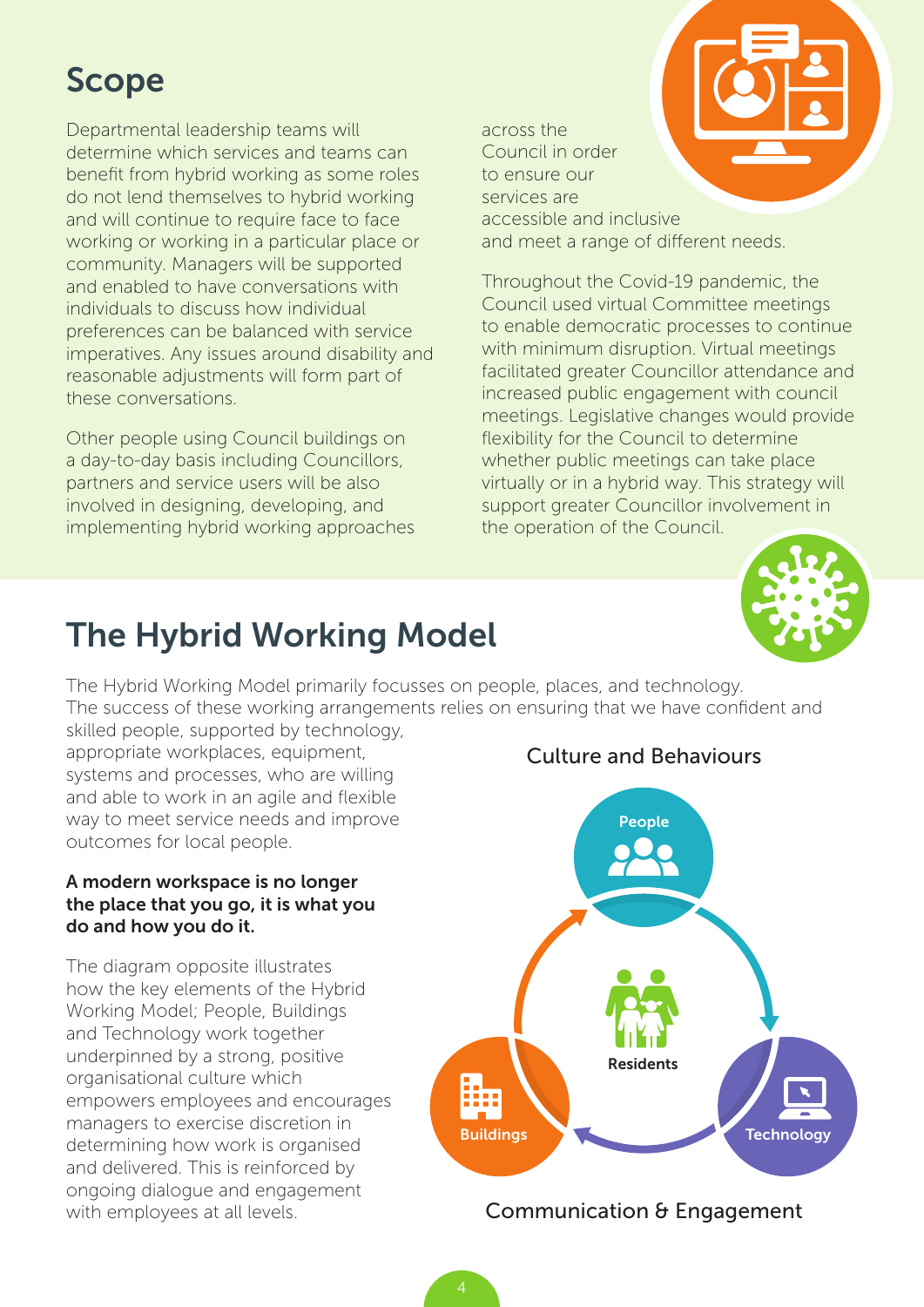## Scope

Departmental leadership teams will determine which services and teams can benefit from hybrid working as some roles do not lend themselves to hybrid working and will continue to require face to face working or working in a particular place or community. Managers will be supported and enabled to have conversations with individuals to discuss how individual preferences can be balanced with service imperatives. Any issues around disability and reasonable adjustments will form part of these conversations.

Other people using Council buildings on a day-to-day basis including Councillors, partners and service users will be also involved in designing, developing, and implementing hybrid working approaches across the Council in order to ensure our services are accessible and inclusive and meet a range of different needs.

Throughout the Covid-19 pandemic, the Council used virtual Committee meetings to enable democratic processes to continue with minimum disruption. Virtual meetings facilitated greater Councillor attendance and increased public engagement with council meetings. Legislative changes would provide flexibility for the Council to determine whether public meetings can take place virtually or in a hybrid way. This strategy will support greater Councillor involvement in the operation of the Council.

## The Hybrid Working Model

The Hybrid Working Model primarily focusses on people, places, and technology. The success of these working arrangements relies on ensuring that we have confident and skilled people, supported by technology, appropriate workplaces, equipment, systems and processes, who are willing and able to work in an agile and flexible way to meet service needs and improve outcomes for local people.

**A modern workspace is no longer the place that you go, it is what you do and how you do it.**

The diagram opposite illustrates how the key elements of the Hybrid Working Model; People, Buildings and Technology work together underpinned by a strong, positive organisational culture which empowers employees and encourages managers to exercise discretion in determining how work is organised and delivered. This is reinforced by ongoing dialogue and engagement with employees at all levels.

Culture and Behaviours

People

Residents

Buildings

Technology

Communication & Engagement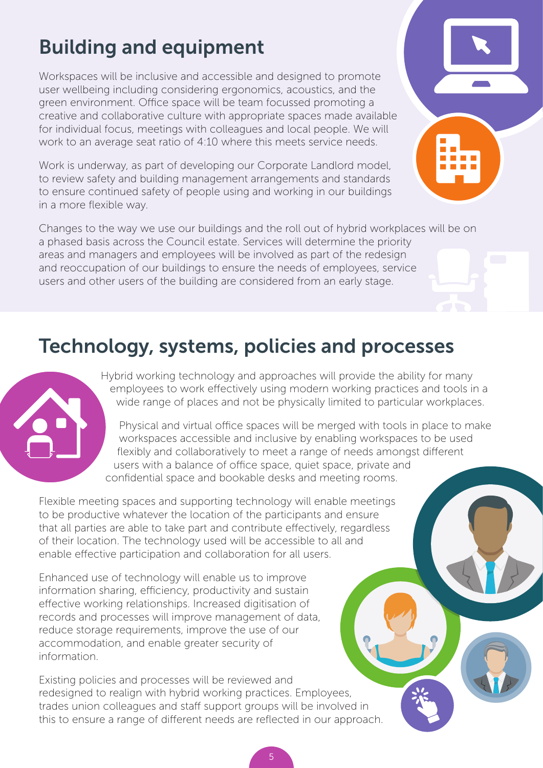## Building and equipment

Workspaces will be inclusive and accessible and designed to promote user wellbeing including considering ergonomics, acoustics, and the green environment. Office space will be team focussed promoting a creative and collaborative culture with appropriate spaces made available for individual focus, meetings with colleagues and local people. We will work to an average seat ratio of 4:10 where this meets service needs.

Work is underway, as part of developing our Corporate Landlord model, to review safety and building management arrangements and standards to ensure continued safety of people using and working in our buildings in a more flexible way.

Changes to the way we use our buildings and the roll out of hybrid workplaces will be on a phased basis across the Council estate. Services will determine the priority areas and managers and employees will be involved as part of the redesign and reoccupation of our buildings to ensure the needs of employees, service users and other users of the building are considered from an early stage.

## Technology, systems, policies and processes

Hybrid working technology and approaches will provide the ability for many employees to work effectively using modern working practices and tools in a wide range of places and not be physically limited to particular workplaces.

Physical and virtual office spaces will be merged with tools in place to make workspaces accessible and inclusive by enabling workspaces to be used flexibly and collaboratively to meet a range of needs amongst different users with a balance of office space, quiet space, private and confidential space and bookable desks and meeting rooms.

Flexible meeting spaces and supporting technology will enable meetings to be productive whatever the location of the participants and ensure that all parties are able to take part and contribute effectively, regardless of their location. The technology used will be accessible to all and enable effective participation and collaboration for all users.

Enhanced use of technology will enable us to improve information sharing, efficiency, productivity and sustain effective working relationships. Increased digitisation of records and processes will improve management of data, reduce storage requirements, improve the use of our accommodation, and enable greater security of information.

Existing policies and processes will be reviewed and redesigned to realign with hybrid working practices. Employees, trades union colleagues and staff support groups will be involved in this to ensure a range of different needs are reflected in our approach.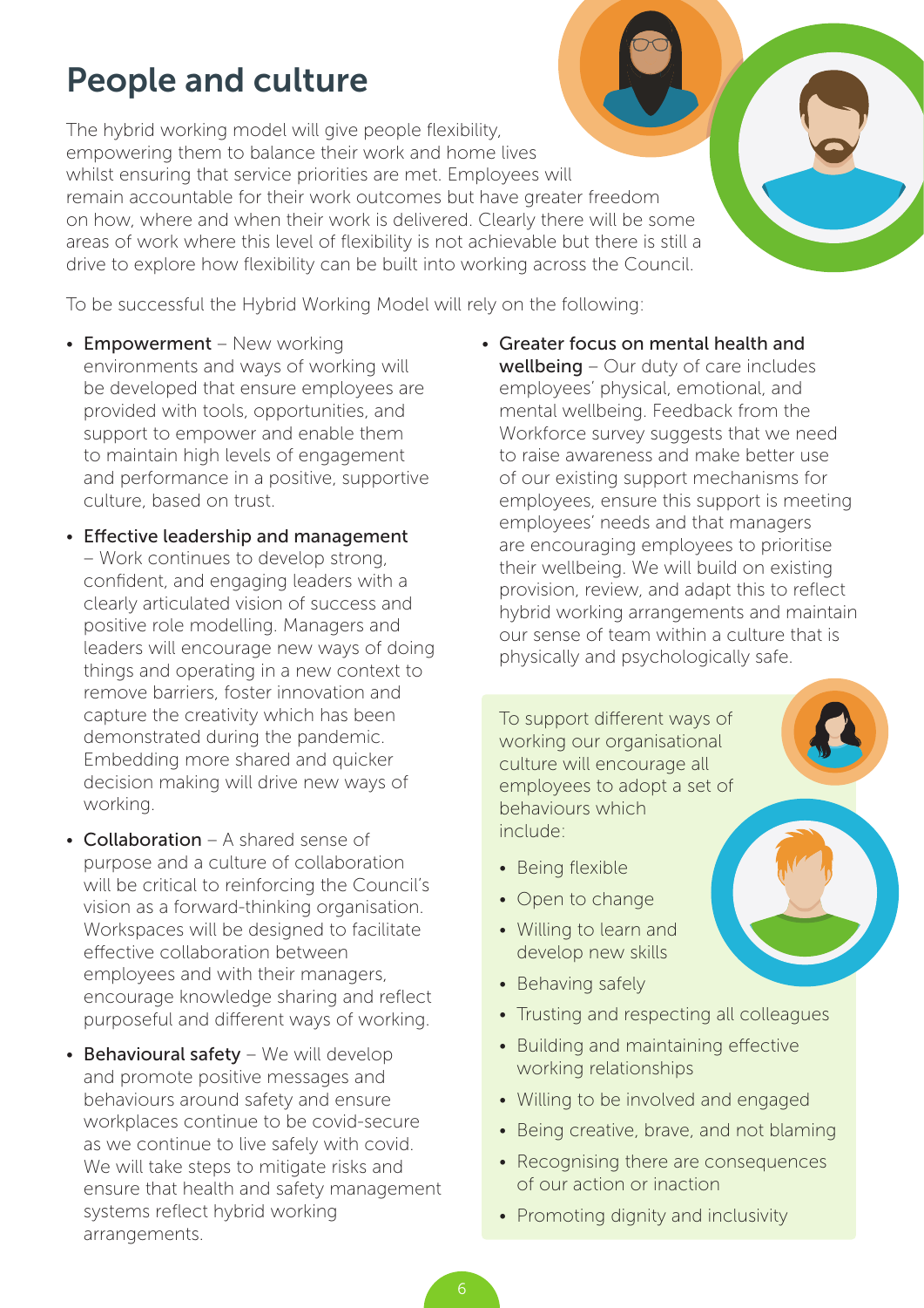# People and culture

The hybrid working model will give people flexibility, empowering them to balance their work and home lives whilst ensuring that service priorities are met. Employees will remain accountable for their work outcomes but have greater freedom on how, where and when their work is delivered. Clearly there will be some areas of work where this level of flexibility is not achievable but there is still a drive to explore how flexibility can be built into working across the Council.

To be successful the Hybrid Working Model will rely on the following:

- **Empowerment** – New working environments and ways of working will be developed that ensure employees are provided with tools, opportunities, and support to empower and enable them to maintain high levels of engagement and performance in a positive, supportive culture, based on trust.
- **Effective leadership and management** – Work continues to develop strong, confident, and engaging leaders with a clearly articulated vision of success and positive role modelling. Managers and leaders will encourage new ways of doing things and operating in a new context to remove barriers, foster innovation and capture the creativity which has been demonstrated during the pandemic. Embedding more shared and quicker decision making will drive new ways of working.
- **Collaboration** – A shared sense of purpose and a culture of collaboration will be critical to reinforcing the Council's vision as a forward-thinking organisation. Workspaces will be designed to facilitate effective collaboration between employees and with their managers, encourage knowledge sharing and reflect purposeful and different ways of working.
- **Behavioural safety** – We will develop and promote positive messages and behaviours around safety and ensure workplaces continue to be covid-secure as we continue to live safely with covid. We will take steps to mitigate risks and ensure that health and safety management systems reflect hybrid working arrangements.
- **Greater focus on mental health and wellbeing** – Our duty of care includes employees' physical, emotional, and mental wellbeing. Feedback from the Workforce survey suggests that we need to raise awareness and make better use of our existing support mechanisms for employees, ensure this support is meeting employees' needs and that managers are encouraging employees to prioritise their wellbeing. We will build on existing provision, review, and adapt this to reflect hybrid working arrangements and maintain our sense of team within a culture that is physically and psychologically safe.

To support different ways of working our organisational culture will encourage all employees to adopt a set of behaviours which include:

- Being flexible
- Open to change
- Willing to learn and develop new skills
- Behaving safely
- Trusting and respecting all colleagues
- Building and maintaining effective working relationships
- Willing to be involved and engaged
- Being creative, brave, and not blaming
- Recognising there are consequences of our action or inaction
- Promoting dignity and inclusivity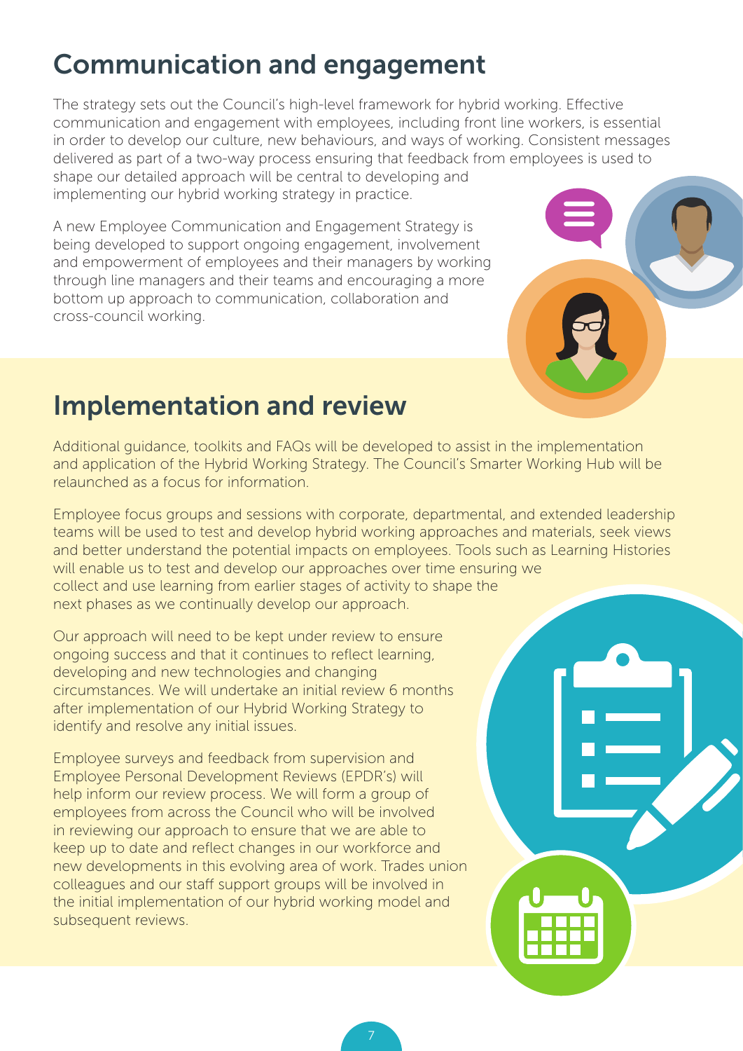## Communication and engagement

The strategy sets out the Council's high-level framework for hybrid working. Effective communication and engagement with employees, including front line workers, is essential in order to develop our culture, new behaviours, and ways of working. Consistent messages delivered as part of a two-way process ensuring that feedback from employees is used to shape our detailed approach will be central to developing and implementing our hybrid working strategy in practice.

A new Employee Communication and Engagement Strategy is being developed to support ongoing engagement, involvement and empowerment of employees and their managers by working through line managers and their teams and encouraging a more bottom up approach to communication, collaboration and cross-council working.

## Implementation and review

Additional guidance, toolkits and FAQs will be developed to assist in the implementation and application of the Hybrid Working Strategy. The Council's Smarter Working Hub will be relaunched as a focus for information.

Employee focus groups and sessions with corporate, departmental, and extended leadership teams will be used to test and develop hybrid working approaches and materials, seek views and better understand the potential impacts on employees. Tools such as Learning Histories will enable us to test and develop our approaches over time ensuring we collect and use learning from earlier stages of activity to shape the next phases as we continually develop our approach.

Our approach will need to be kept under review to ensure ongoing success and that it continues to reflect learning, developing and new technologies and changing circumstances. We will undertake an initial review 6 months after implementation of our Hybrid Working Strategy to identify and resolve any initial issues.

Employee surveys and feedback from supervision and Employee Personal Development Reviews (EPDR's) will help inform our review process. We will form a group of employees from across the Council who will be involved in reviewing our approach to ensure that we are able to keep up to date and reflect changes in our workforce and new developments in this evolving area of work. Trades union colleagues and our staff support groups will be involved in the initial implementation of our hybrid working model and subsequent reviews.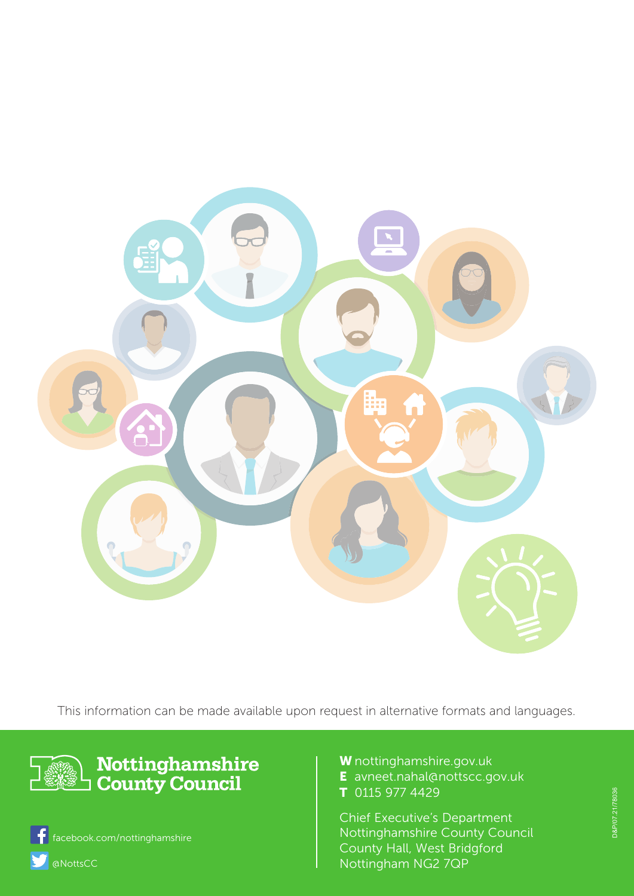This information can be made available upon request in alternative formats and languages.

Nottinghamshire County Council

facebook.com/nottinghamshire

@NottsCC

**W** nottinghamshire.gov.uk
**E** avneet.nahal@nottscc.gov.uk
**T** 0115 977 4429

Chief Executive's Department
Nottinghamshire County Council
County Hall, West Bridgford
Nottingham NG2 7QP

D&P/07.21/78036